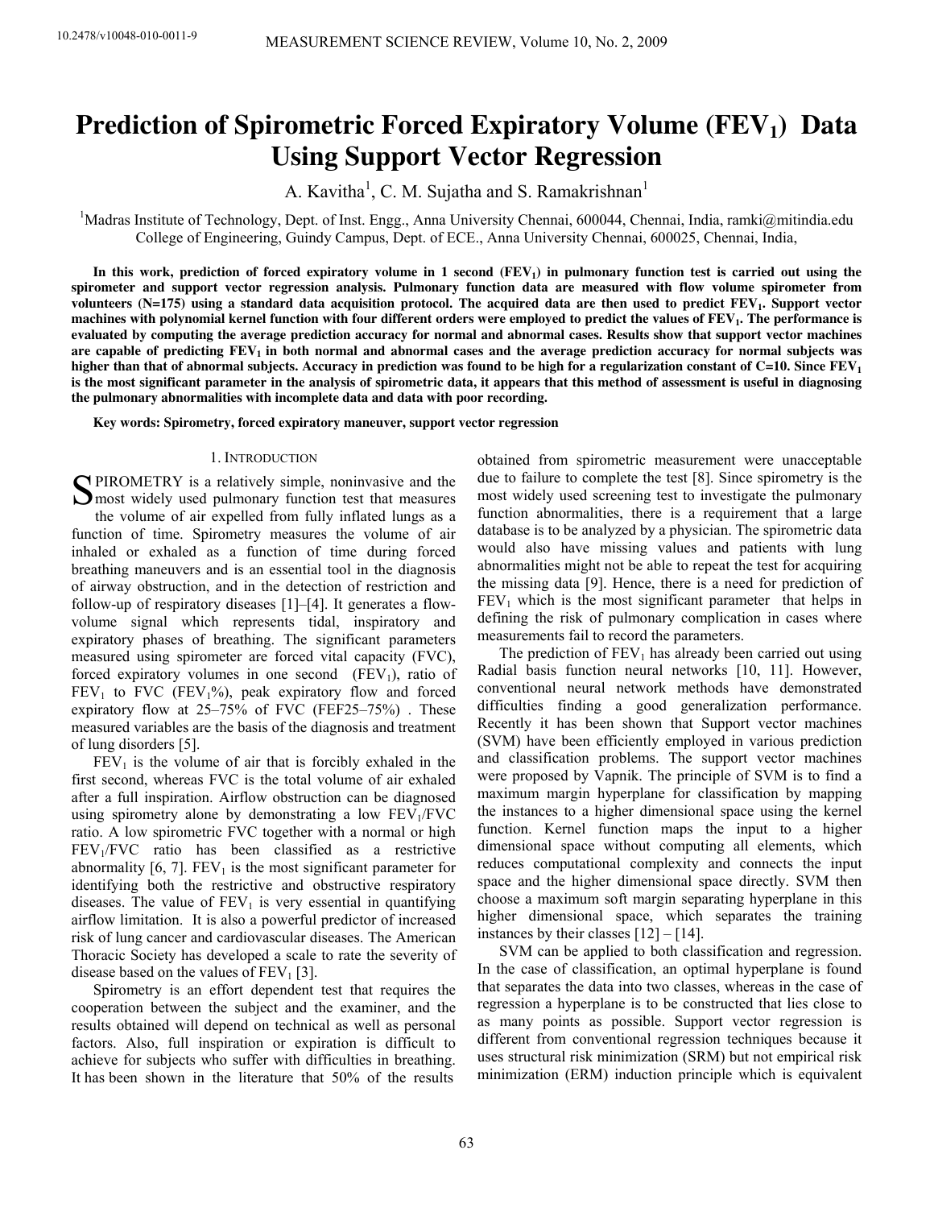# Prediction of Spirometric Forced Expiratory Volume ($FEV_1$) Data Using Support Vector Regression

A. Kavitha[1], C. M. Sujatha and S. Ramakrishnan[1]

[1]Madras Institute of Technology, Dept. of Inst. Engg., Anna University Chennai, 600044, Chennai, India, ramki@mitindia.edu
College of Engineering, Guindy Campus, Dept. of ECE., Anna University Chennai, 600025, Chennai, India,

**In this work, prediction of forced expiratory volume in 1 second ($FEV_1$) in pulmonary function test is carried out using the spirometer and support vector regression analysis. Pulmonary function data are measured with flow volume spirometer from volunteers (N=175) using a standard data acquisition protocol. The acquired data are then used to predict $FEV_1$. Support vector machines with polynomial kernel function with four different orders were employed to predict the values of $FEV_1$. The performance is evaluated by computing the average prediction accuracy for normal and abnormal cases. Results show that support vector machines are capable of predicting $FEV_1$ in both normal and abnormal cases and the average prediction accuracy for normal subjects was higher than that of abnormal subjects. Accuracy in prediction was found to be high for a regularization constant of C=10. Since $FEV_1$ is the most significant parameter in the analysis of spirometric data, it appears that this method of assessment is useful in diagnosing the pulmonary abnormalities with incomplete data and data with poor recording.**

**Key words: Spirometry, forced expiratory maneuver, support vector regression**

## 1. Introduction

SPIROMETRY is a relatively simple, noninvasive and the most widely used pulmonary function test that measures the volume of air expelled from fully inflated lungs as a function of time. Spirometry measures the volume of air inhaled or exhaled as a function of time during forced breathing maneuvers and is an essential tool in the diagnosis of airway obstruction, and in the detection of restriction and follow-up of respiratory diseases [1]–[4]. It generates a flow-volume signal which represents tidal, inspiratory and expiratory phases of breathing. The significant parameters measured using spirometer are forced vital capacity (FVC), forced expiratory volumes in one second ($FEV_1$), ratio of $FEV_1$ to FVC ($FEV_1$%), peak expiratory flow and forced expiratory flow at 25–75% of FVC (FEF25–75%) . These measured variables are the basis of the diagnosis and treatment of lung disorders [5].

$FEV_1$ is the volume of air that is forcibly exhaled in the first second, whereas FVC is the total volume of air exhaled after a full inspiration. Airflow obstruction can be diagnosed using spirometry alone by demonstrating a low $FEV_1$/FVC ratio. A low spirometric FVC together with a normal or high $FEV_1$/FVC ratio has been classified as a restrictive abnormality [6, 7]. $FEV_1$ is the most significant parameter for identifying both the restrictive and obstructive respiratory diseases. The value of $FEV_1$ is very essential in quantifying airflow limitation. It is also a powerful predictor of increased risk of lung cancer and cardiovascular diseases. The American Thoracic Society has developed a scale to rate the severity of disease based on the values of $FEV_1$ [3].

Spirometry is an effort dependent test that requires the cooperation between the subject and the examiner, and the results obtained will depend on technical as well as personal factors. Also, full inspiration or expiration is difficult to achieve for subjects who suffer with difficulties in breathing. It has been shown in the literature that 50% of the results obtained from spirometric measurement were unacceptable due to failure to complete the test [8]. Since spirometry is the most widely used screening test to investigate the pulmonary function abnormalities, there is a requirement that a large database is to be analyzed by a physician. The spirometric data would also have missing values and patients with lung abnormalities might not be able to repeat the test for acquiring the missing data [9]. Hence, there is a need for prediction of $FEV_1$ which is the most significant parameter that helps in defining the risk of pulmonary complication in cases where measurements fail to record the parameters.

The prediction of $FEV_1$ has already been carried out using Radial basis function neural networks [10, 11]. However, conventional neural network methods have demonstrated difficulties finding a good generalization performance. Recently it has been shown that Support vector machines (SVM) have been efficiently employed in various prediction and classification problems. The support vector machines were proposed by Vapnik. The principle of SVM is to find a maximum margin hyperplane for classification by mapping the instances to a higher dimensional space using the kernel function. Kernel function maps the input to a higher dimensional space without computing all elements, which reduces computational complexity and connects the input space and the higher dimensional space directly. SVM then choose a maximum soft margin separating hyperplane in this higher dimensional space, which separates the training instances by their classes [12] – [14].

SVM can be applied to both classification and regression. In the case of classification, an optimal hyperplane is found that separates the data into two classes, whereas in the case of regression a hyperplane is to be constructed that lies close to as many points as possible. Support vector regression is different from conventional regression techniques because it uses structural risk minimization (SRM) but not empirical risk minimization (ERM) induction principle which is equivalent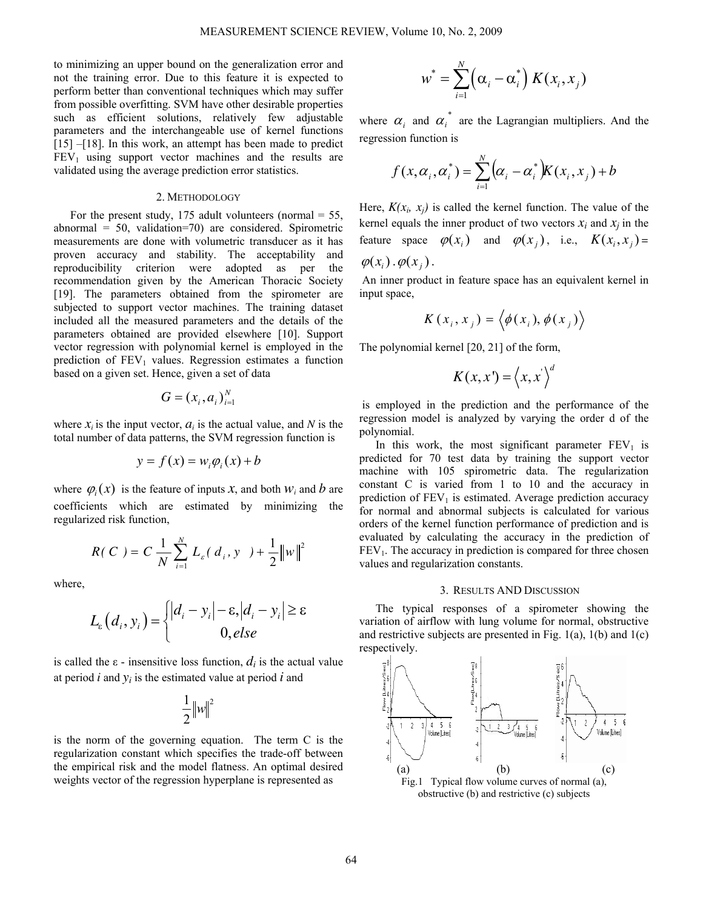to minimizing an upper bound on the generalization error and not the training error. Due to this feature it is expected to perform better than conventional techniques which may suffer from possible overfitting. SVM have other desirable properties such as efficient solutions, relatively few adjustable parameters and the interchangeable use of kernel functions [15] –[18]. In this work, an attempt has been made to predict $FEV_1$ using support vector machines and the results are validated using the average prediction error statistics.

## 2. METHODOLOGY

For the present study, 175 adult volunteers (normal = 55, abnormal = 50, validation=70) are considered. Spirometric measurements are done with volumetric transducer as it has proven accuracy and stability. The acceptability and reproducibility criterion were adopted as per the recommendation given by the American Thoracic Society [19]. The parameters obtained from the spirometer are subjected to support vector machines. The training dataset included all the measured parameters and the details of the parameters obtained are provided elsewhere [10]. Support vector regression with polynomial kernel is employed in the prediction of $FEV_1$ values. Regression estimates a function based on a given set. Hence, given a set of data

$$G = (x_i, a_i)_{i=1}^{N}$$

where $x_i$ is the input vector, $a_i$ is the actual value, and $N$ is the total number of data patterns, the SVM regression function is

$$y = f(x) = w_i \varphi_i(x) + b$$

where $\varphi_i(x)$ is the feature of inputs $x$, and both $w_i$ and $b$ are coefficients which are estimated by minimizing the regularized risk function,

$$R(C) = C\frac{1}{N}\sum_{i=1}^{N} L_{\varepsilon}(d_i, y) + \frac{1}{2}\|w\|^2$$

where,

$$L_{\varepsilon}(d_i, y_i) = \begin{cases} |d_i - y_i| - \varepsilon, & |d_i - y_i| \geq \varepsilon \\ 0, & else \end{cases}$$

is called the ε - insensitive loss function, $d_i$ is the actual value at period $i$ and $y_i$ is the estimated value at period $i$ and

$$\frac{1}{2}\|w\|^2$$

is the norm of the governing equation. The term C is the regularization constant which specifies the trade-off between the empirical risk and the model flatness. An optimal desired weights vector of the regression hyperplane is represented as

$$w^* = \sum_{i=1}^{N}\left(\alpha_i - \alpha_i^*\right) K(x_i, x_j)$$

where $\alpha_i$ and $\alpha_i^*$ are the Lagrangian multipliers. And the regression function is

$$f(x, \alpha_i, \alpha_i^*) = \sum_{i=1}^{N}\left(\alpha_i - \alpha_i^*\right) K(x_i, x_j) + b$$

Here, $K(x_i, x_j)$ is called the kernel function. The value of the kernel equals the inner product of two vectors $x_i$ and $x_j$ in the feature space $\varphi(x_i)$ and $\varphi(x_j)$, i.e., $K(x_i, x_j) = \varphi(x_i) \cdot \varphi(x_j)$.

An inner product in feature space has an equivalent kernel in input space,

$$K(x_i, x_j) = \left\langle \phi(x_i), \phi(x_j) \right\rangle$$

The polynomial kernel [20, 21] of the form,

$$K(x, x') = \left\langle x, x' \right\rangle^d$$

is employed in the prediction and the performance of the regression model is analyzed by varying the order d of the polynomial.

In this work, the most significant parameter $FEV_1$ is predicted for 70 test data by training the support vector machine with 105 spirometric data. The regularization constant C is varied from 1 to 10 and the accuracy in prediction of $FEV_1$ is estimated. Average prediction accuracy for normal and abnormal subjects is calculated for various orders of the kernel function performance of prediction and is evaluated by calculating the accuracy in the prediction of $FEV_1$. The accuracy in prediction is compared for three chosen values and regularization constants.

## 3. RESULTS AND DISCUSSION

The typical responses of a spirometer showing the variation of airflow with lung volume for normal, obstructive and restrictive subjects are presented in Fig. 1(a), 1(b) and 1(c) respectively.

(a) (b) (c)

Fig.1 Typical flow volume curves of normal (a), obstructive (b) and restrictive (c) subjects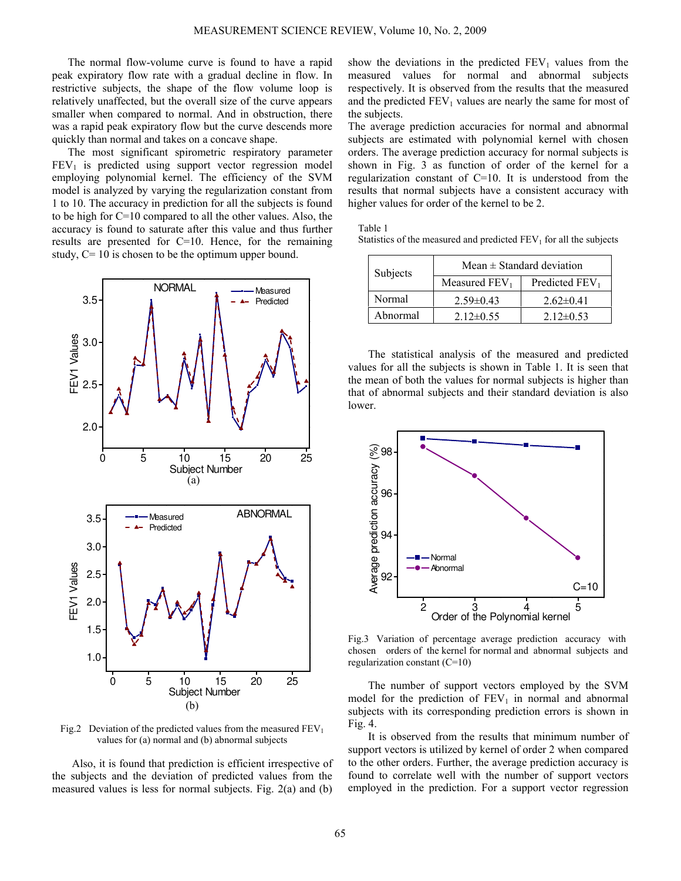The normal flow-volume curve is found to have a rapid peak expiratory flow rate with a gradual decline in flow. In restrictive subjects, the shape of the flow volume loop is relatively unaffected, but the overall size of the curve appears smaller when compared to normal. And in obstruction, there was a rapid peak expiratory flow but the curve descends more quickly than normal and takes on a concave shape.

The most significant spirometric respiratory parameter $FEV_1$ is predicted using support vector regression model employing polynomial kernel. The efficiency of the SVM model is analyzed by varying the regularization constant from 1 to 10. The accuracy in prediction for all the subjects is found to be high for C=10 compared to all the other values. Also, the accuracy is found to saturate after this value and thus further results are presented for C=10. Hence, for the remaining study, C= 10 is chosen to be the optimum upper bound.

Fig.2 Deviation of the predicted values from the measured $FEV_1$ values for (a) normal and (b) abnormal subjects

Also, it is found that prediction is efficient irrespective of the subjects and the deviation of predicted values from the measured values is less for normal subjects. Fig. 2(a) and (b) show the deviations in the predicted $FEV_1$ values from the measured values for normal and abnormal subjects respectively. It is observed from the results that the measured and the predicted $FEV_1$ values are nearly the same for most of the subjects.

The average prediction accuracies for normal and abnormal subjects are estimated with polynomial kernel with chosen orders. The average prediction accuracy for normal subjects is shown in Fig. 3 as function of order of the kernel for a regularization constant of C=10. It is understood from the results that normal subjects have a consistent accuracy with higher values for order of the kernel to be 2.

Table 1
Statistics of the measured and predicted $FEV_1$ for all the subjects

| Subjects | Mean ± Standard deviation | |
|---|---|---|
| | Measured $FEV_1$ | Predicted $FEV_1$ |
| Normal | 2.59±0.43 | 2.62±0.41 |
| Abnormal | 2.12±0.55 | 2.12±0.53 |

The statistical analysis of the measured and predicted values for all the subjects is shown in Table 1. It is seen that the mean of both the values for normal subjects is higher than that of abnormal subjects and their standard deviation is also lower.

Fig.3 Variation of percentage average prediction accuracy with chosen orders of the kernel for normal and abnormal subjects and regularization constant (C=10)

The number of support vectors employed by the SVM model for the prediction of $FEV_1$ in normal and abnormal subjects with its corresponding prediction errors is shown in Fig. 4.

It is observed from the results that minimum number of support vectors is utilized by kernel of order 2 when compared to the other orders. Further, the average prediction accuracy is found to correlate well with the number of support vectors employed in the prediction. For a support vector regression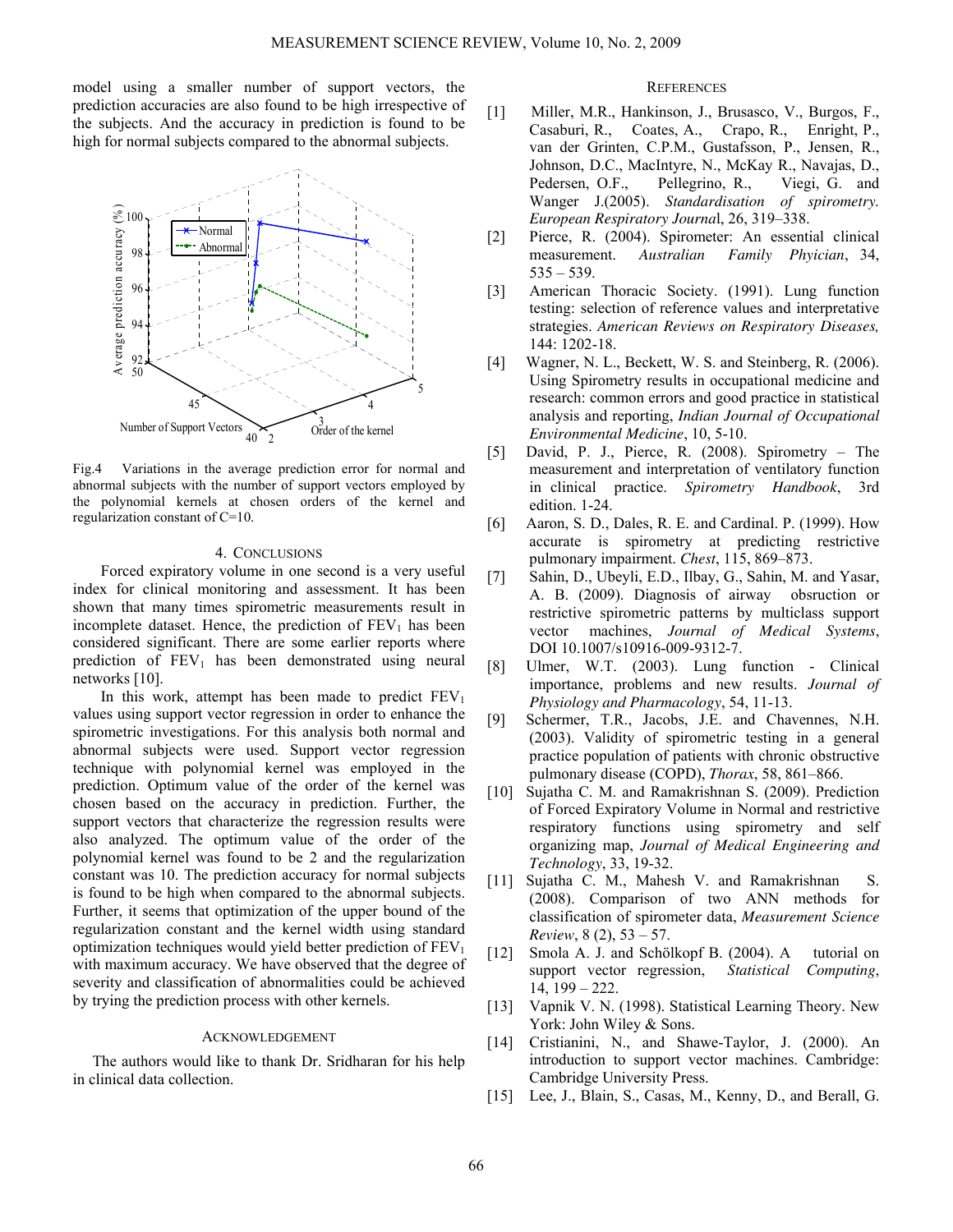model using a smaller number of support vectors, the prediction accuracies are also found to be high irrespective of the subjects. And the accuracy in prediction is found to be high for normal subjects compared to the abnormal subjects.

Fig.4 Variations in the average prediction error for normal and abnormal subjects with the number of support vectors employed by the polynomial kernels at chosen orders of the kernel and regularization constant of C=10.

## 4. CONCLUSIONS

Forced expiratory volume in one second is a very useful index for clinical monitoring and assessment. It has been shown that many times spirometric measurements result in incomplete dataset. Hence, the prediction of $FEV_1$ has been considered significant. There are some earlier reports where prediction of $FEV_1$ has been demonstrated using neural networks [10].

In this work, attempt has been made to predict $FEV_1$ values using support vector regression in order to enhance the spirometric investigations. For this analysis both normal and abnormal subjects were used. Support vector regression technique with polynomial kernel was employed in the prediction. Optimum value of the order of the kernel was chosen based on the accuracy in prediction. Further, the support vectors that characterize the regression results were also analyzed. The optimum value of the order of the polynomial kernel was found to be 2 and the regularization constant was 10. The prediction accuracy for normal subjects is found to be high when compared to the abnormal subjects. Further, it seems that optimization of the upper bound of the regularization constant and the kernel width using standard optimization techniques would yield better prediction of $FEV_1$ with maximum accuracy. We have observed that the degree of severity and classification of abnormalities could be achieved by trying the prediction process with other kernels.

## ACKNOWLEDGEMENT

The authors would like to thank Dr. Sridharan for his help in clinical data collection.

## REFERENCES

[1] Miller, M.R., Hankinson, J., Brusasco, V., Burgos, F., Casaburi, R., Coates, A., Crapo, R., Enright, P., van der Grinten, C.P.M., Gustafsson, P., Jensen, R., Johnson, D.C., MacIntyre, N., McKay R., Navajas, D., Pedersen, O.F., Pellegrino, R., Viegi, G. and Wanger J.(2005). *Standardisation of spirometry. European Respiratory Journa*l, 26, 319–338.

[2] Pierce, R. (2004). Spirometer: An essential clinical measurement. *Australian Family Phyician*, 34, 535 – 539.

[3] American Thoracic Society. (1991). Lung function testing: selection of reference values and interpretative strategies. *American Reviews on Respiratory Diseases,* 144: 1202-18.

[4] Wagner, N. L., Beckett, W. S. and Steinberg, R. (2006). Using Spirometry results in occupational medicine and research: common errors and good practice in statistical analysis and reporting, *Indian Journal of Occupational Environmental Medicine*, 10, 5-10.

[5] David, P. J., Pierce, R. (2008). Spirometry – The measurement and interpretation of ventilatory function in clinical practice. *Spirometry Handbook*, 3rd edition. 1-24.

[6] Aaron, S. D., Dales, R. E. and Cardinal. P. (1999). How accurate is spirometry at predicting restrictive pulmonary impairment. *Chest*, 115, 869–873.

[7] Sahin, D., Ubeyli, E.D., Ilbay, G., Sahin, M. and Yasar, A. B. (2009). Diagnosis of airway obsruction or restrictive spirometric patterns by multiclass support vector machines, *Journal of Medical Systems*, DOI 10.1007/s10916-009-9312-7.

[8] Ulmer, W.T. (2003). Lung function - Clinical importance, problems and new results. *Journal of Physiology and Pharmacology*, 54, 11-13.

[9] Schermer, T.R., Jacobs, J.E. and Chavennes, N.H. (2003). Validity of spirometric testing in a general practice population of patients with chronic obstructive pulmonary disease (COPD), *Thorax*, 58, 861–866.

[10] Sujatha C. M. and Ramakrishnan S. (2009). Prediction of Forced Expiratory Volume in Normal and restrictive respiratory functions using spirometry and self organizing map, *Journal of Medical Engineering and Technology*, 33, 19-32.

[11] Sujatha C. M., Mahesh V. and Ramakrishnan S. (2008). Comparison of two ANN methods for classification of spirometer data, *Measurement Science Review*, 8 (2), 53 – 57.

[12] Smola A. J. and Schölkopf B. (2004). A tutorial on support vector regression, *Statistical Computing*, 14, 199 – 222.

[13] Vapnik V. N. (1998). Statistical Learning Theory. New York: John Wiley & Sons.

[14] Cristianini, N., and Shawe-Taylor, J. (2000). An introduction to support vector machines. Cambridge: Cambridge University Press.

[15] Lee, J., Blain, S., Casas, M., Kenny, D., and Berall, G.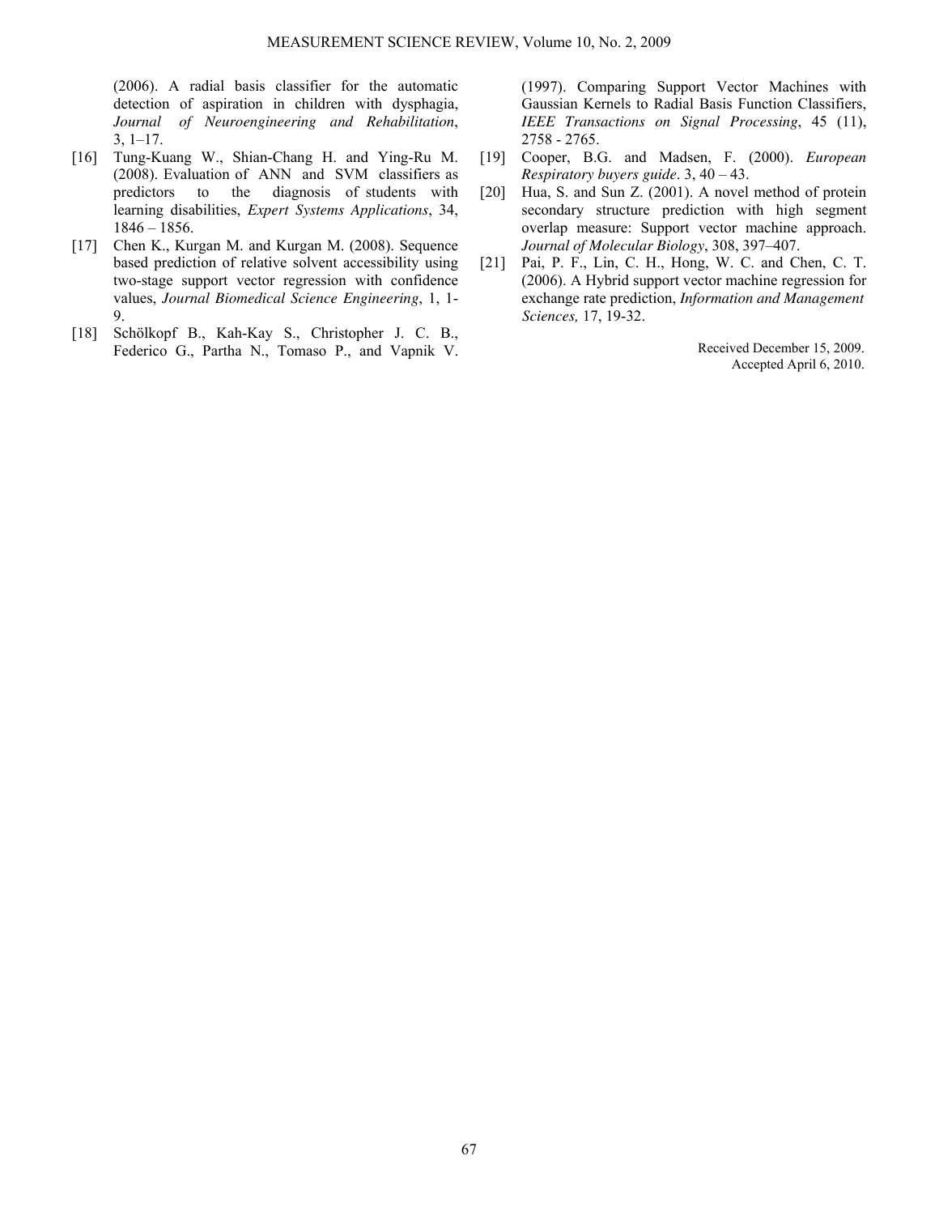(2006). A radial basis classifier for the automatic detection of aspiration in children with dysphagia, *Journal of Neuroengineering and Rehabilitation*, 3, 1–17.

[16] Tung-Kuang W., Shian-Chang H. and Ying-Ru M. (2008). Evaluation of ANN and SVM classifiers as predictors to the diagnosis of students with learning disabilities, *Expert Systems Applications*, 34, 1846 – 1856.

[17] Chen K., Kurgan M. and Kurgan M. (2008). Sequence based prediction of relative solvent accessibility using two-stage support vector regression with confidence values, *Journal Biomedical Science Engineering*, 1, 1-9.

[18] Schölkopf B., Kah-Kay S., Christopher J. C. B., Federico G., Partha N., Tomaso P., and Vapnik V. (1997). Comparing Support Vector Machines with Gaussian Kernels to Radial Basis Function Classifiers, *IEEE Transactions on Signal Processing*, 45 (11), 2758 - 2765.

[19] Cooper, B.G. and Madsen, F. (2000). *European Respiratory buyers guide*. 3, 40 – 43.

[20] Hua, S. and Sun Z. (2001). A novel method of protein secondary structure prediction with high segment overlap measure: Support vector machine approach. *Journal of Molecular Biology*, 308, 397–407.

[21] Pai, P. F., Lin, C. H., Hong, W. C. and Chen, C. T. (2006). A Hybrid support vector machine regression for exchange rate prediction, *Information and Management Sciences,* 17, 19-32.

Received December 15, 2009.
Accepted April 6, 2010.